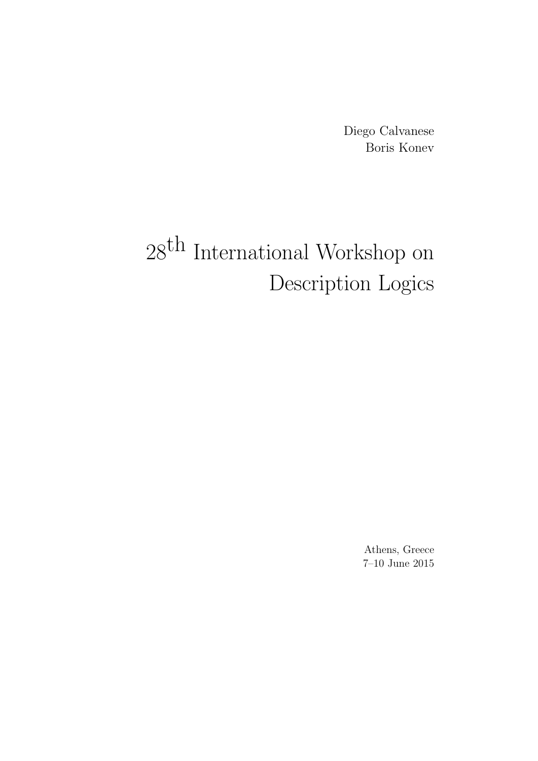Diego Calvanese
Boris Konev

# 28th International Workshop on Description Logics

Athens, Greece
7–10 June 2015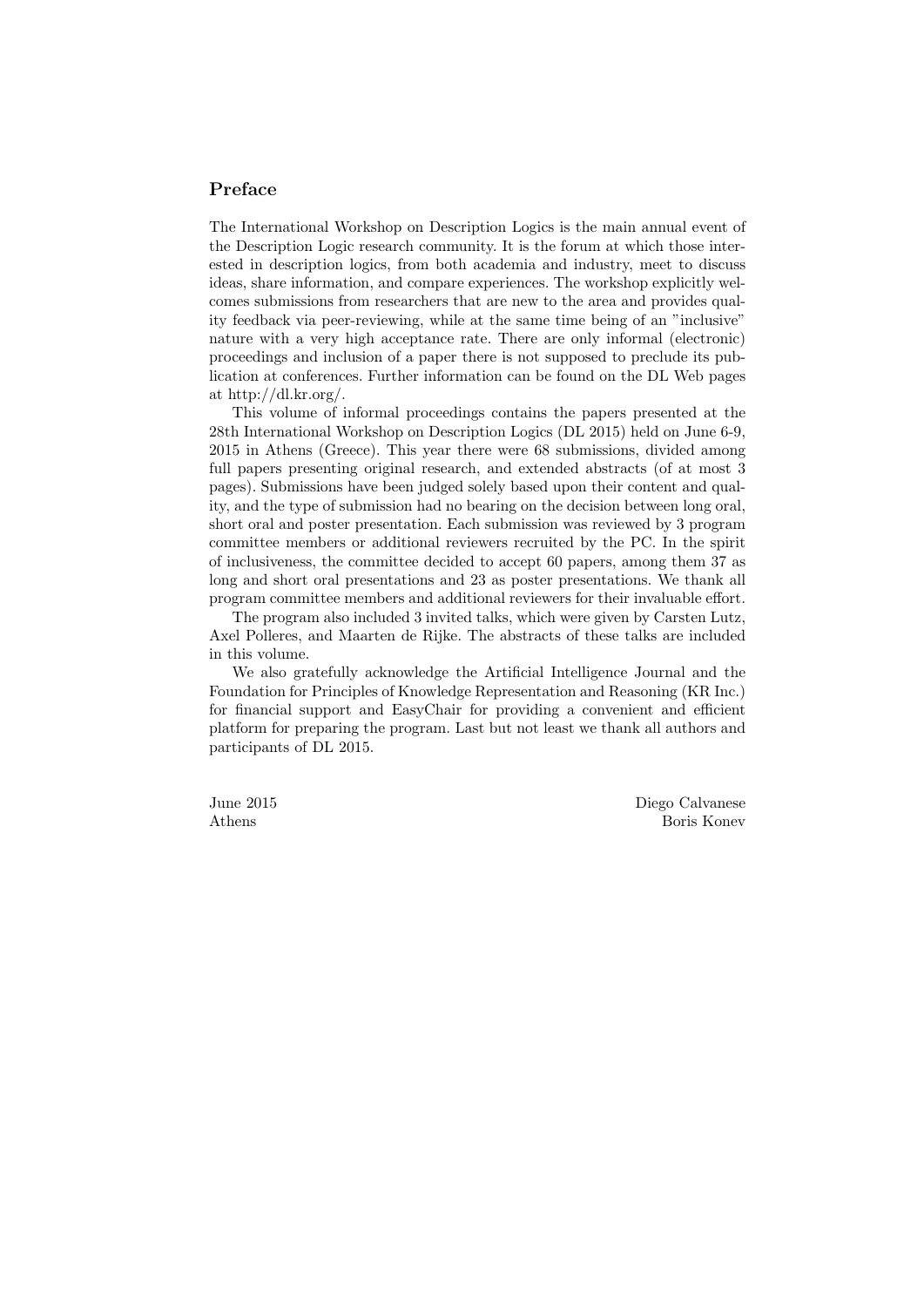## Preface

The International Workshop on Description Logics is the main annual event of the Description Logic research community. It is the forum at which those interested in description logics, from both academia and industry, meet to discuss ideas, share information, and compare experiences. The workshop explicitly welcomes submissions from researchers that are new to the area and provides quality feedback via peer-reviewing, while at the same time being of an "inclusive" nature with a very high acceptance rate. There are only informal (electronic) proceedings and inclusion of a paper there is not supposed to preclude its publication at conferences. Further information can be found on the DL Web pages at http://dl.kr.org/.

This volume of informal proceedings contains the papers presented at the 28th International Workshop on Description Logics (DL 2015) held on June 6-9, 2015 in Athens (Greece). This year there were 68 submissions, divided among full papers presenting original research, and extended abstracts (of at most 3 pages). Submissions have been judged solely based upon their content and quality, and the type of submission had no bearing on the decision between long oral, short oral and poster presentation. Each submission was reviewed by 3 program committee members or additional reviewers recruited by the PC. In the spirit of inclusiveness, the committee decided to accept 60 papers, among them 37 as long and short oral presentations and 23 as poster presentations. We thank all program committee members and additional reviewers for their invaluable effort.

The program also included 3 invited talks, which were given by Carsten Lutz, Axel Polleres, and Maarten de Rijke. The abstracts of these talks are included in this volume.

We also gratefully acknowledge the Artificial Intelligence Journal and the Foundation for Principles of Knowledge Representation and Reasoning (KR Inc.) for financial support and EasyChair for providing a convenient and efficient platform for preparing the program. Last but not least we thank all authors and participants of DL 2015.

June 2015 
Athens

Diego Calvanese 
Boris Konev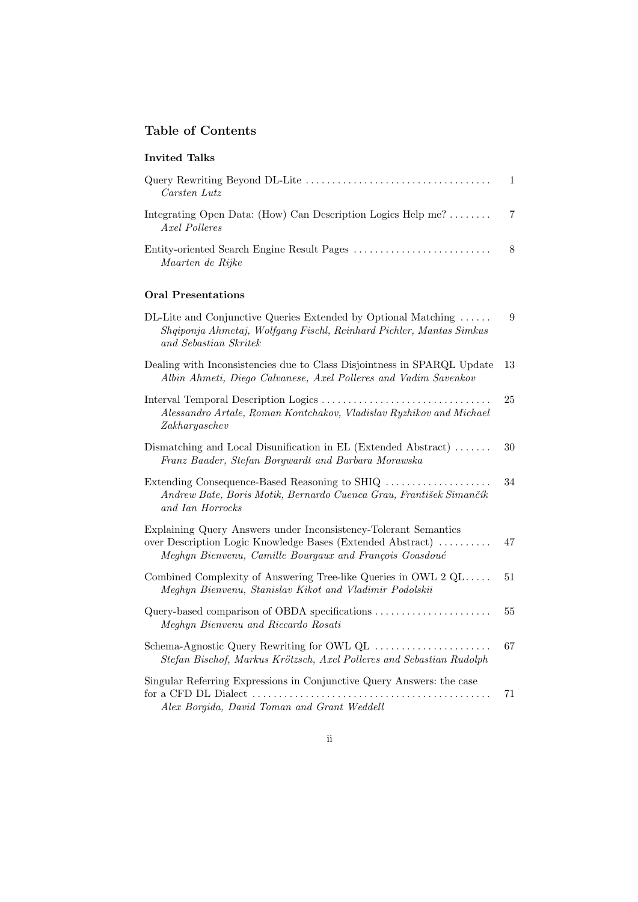## Table of Contents

### Invited Talks

Query Rewriting Beyond DL-Lite ... 1
*Carsten Lutz*

Integrating Open Data: (How) Can Description Logics Help me? ... 7
*Axel Polleres*

Entity-oriented Search Engine Result Pages ... 8
*Maarten de Rijke*

### Oral Presentations

DL-Lite and Conjunctive Queries Extended by Optional Matching ... 9
*Shqiponja Ahmetaj, Wolfgang Fischl, Reinhard Pichler, Mantas Simkus and Sebastian Skritek*

Dealing with Inconsistencies due to Class Disjointness in SPARQL Update 13
*Albin Ahmeti, Diego Calvanese, Axel Polleres and Vadim Savenkov*

Interval Temporal Description Logics ... 25
*Alessandro Artale, Roman Kontchakov, Vladislav Ryzhikov and Michael Zakharyaschev*

Dismatching and Local Disunification in EL (Extended Abstract) ... 30
*Franz Baader, Stefan Borgwardt and Barbara Morawska*

Extending Consequence-Based Reasoning to SHIQ ... 34
*Andrew Bate, Boris Motik, Bernardo Cuenca Grau, František Simančík and Ian Horrocks*

Explaining Query Answers under Inconsistency-Tolerant Semantics over Description Logic Knowledge Bases (Extended Abstract) ... 47
*Meghyn Bienvenu, Camille Bourgaux and François Goasdoué*

Combined Complexity of Answering Tree-like Queries in OWL 2 QL ... 51
*Meghyn Bienvenu, Stanislav Kikot and Vladimir Podolskii*

Query-based comparison of OBDA specifications ... 55
*Meghyn Bienvenu and Riccardo Rosati*

Schema-Agnostic Query Rewriting for OWL QL ... 67
*Stefan Bischof, Markus Krötzsch, Axel Polleres and Sebastian Rudolph*

Singular Referring Expressions in Conjunctive Query Answers: the case for a CFD DL Dialect ... 71
*Alex Borgida, David Toman and Grant Weddell*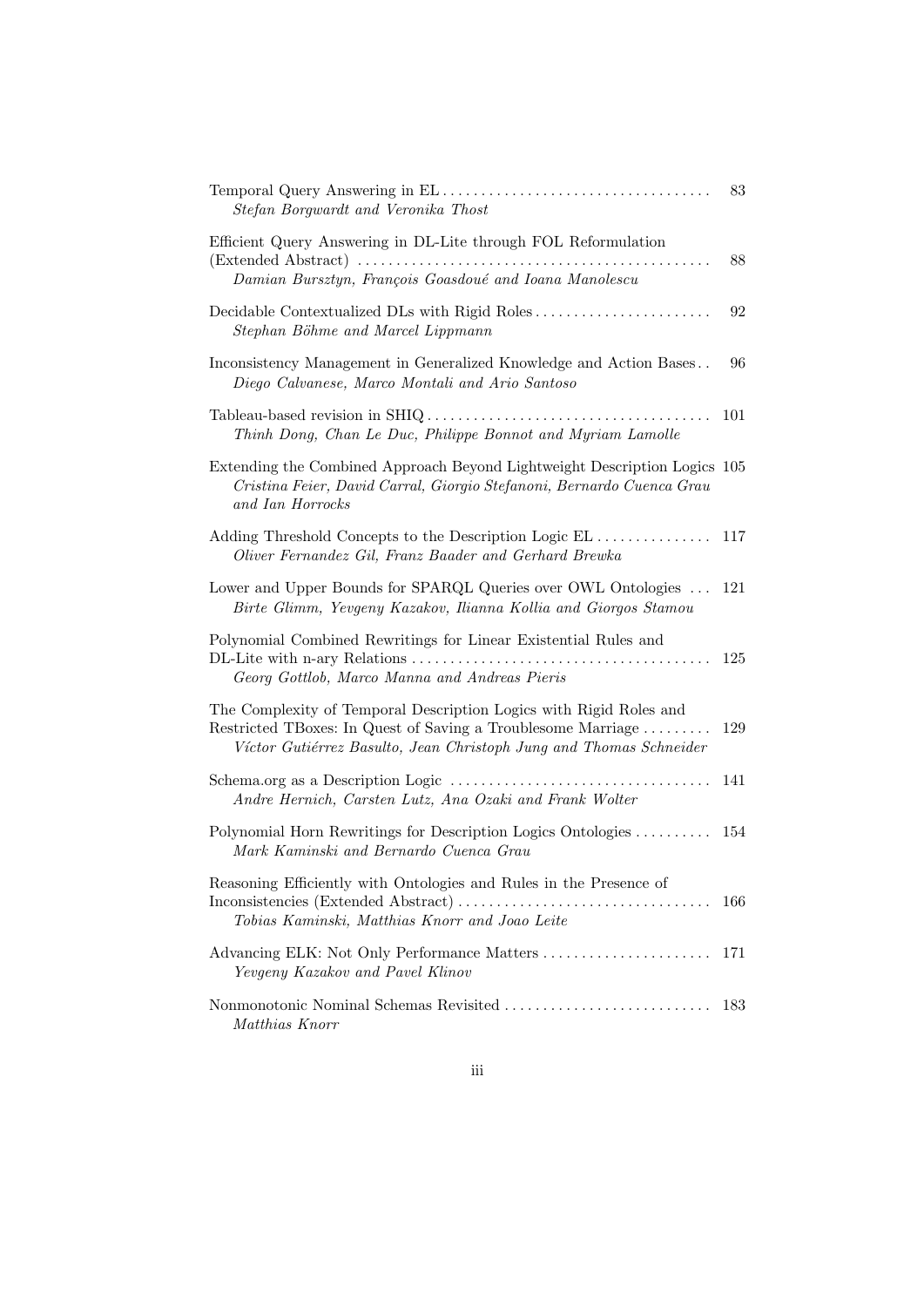Temporal Query Answering in EL ........ 83
*Stefan Borgwardt and Veronika Thost*

Efficient Query Answering in DL-Lite through FOL Reformulation (Extended Abstract) ........ 88
*Damian Bursztyn, François Goasdoué and Ioana Manolescu*

Decidable Contextualized DLs with Rigid Roles ........ 92
*Stephan Böhme and Marcel Lippmann*

Inconsistency Management in Generalized Knowledge and Action Bases .. 96
*Diego Calvanese, Marco Montali and Ario Santoso*

Tableau-based revision in SHIQ ........ 101
*Thinh Dong, Chan Le Duc, Philippe Bonnot and Myriam Lamolle*

Extending the Combined Approach Beyond Lightweight Description Logics 105
*Cristina Feier, David Carral, Giorgio Stefanoni, Bernardo Cuenca Grau and Ian Horrocks*

Adding Threshold Concepts to the Description Logic EL ........ 117
*Oliver Fernandez Gil, Franz Baader and Gerhard Brewka*

Lower and Upper Bounds for SPARQL Queries over OWL Ontologies ... 121
*Birte Glimm, Yevgeny Kazakov, Ilianna Kollia and Giorgos Stamou*

Polynomial Combined Rewritings for Linear Existential Rules and DL-Lite with n-ary Relations ........ 125
*Georg Gottlob, Marco Manna and Andreas Pieris*

The Complexity of Temporal Description Logics with Rigid Roles and Restricted TBoxes: In Quest of Saving a Troublesome Marriage ........ 129
*Víctor Gutiérrez Basulto, Jean Christoph Jung and Thomas Schneider*

Schema.org as a Description Logic ........ 141
*Andre Hernich, Carsten Lutz, Ana Ozaki and Frank Wolter*

Polynomial Horn Rewritings for Description Logics Ontologies ........ 154
*Mark Kaminski and Bernardo Cuenca Grau*

Reasoning Efficiently with Ontologies and Rules in the Presence of Inconsistencies (Extended Abstract) ........ 166
*Tobias Kaminski, Matthias Knorr and Joao Leite*

Advancing ELK: Not Only Performance Matters ........ 171
*Yevgeny Kazakov and Pavel Klinov*

Nonmonotonic Nominal Schemas Revisited ........ 183
*Matthias Knorr*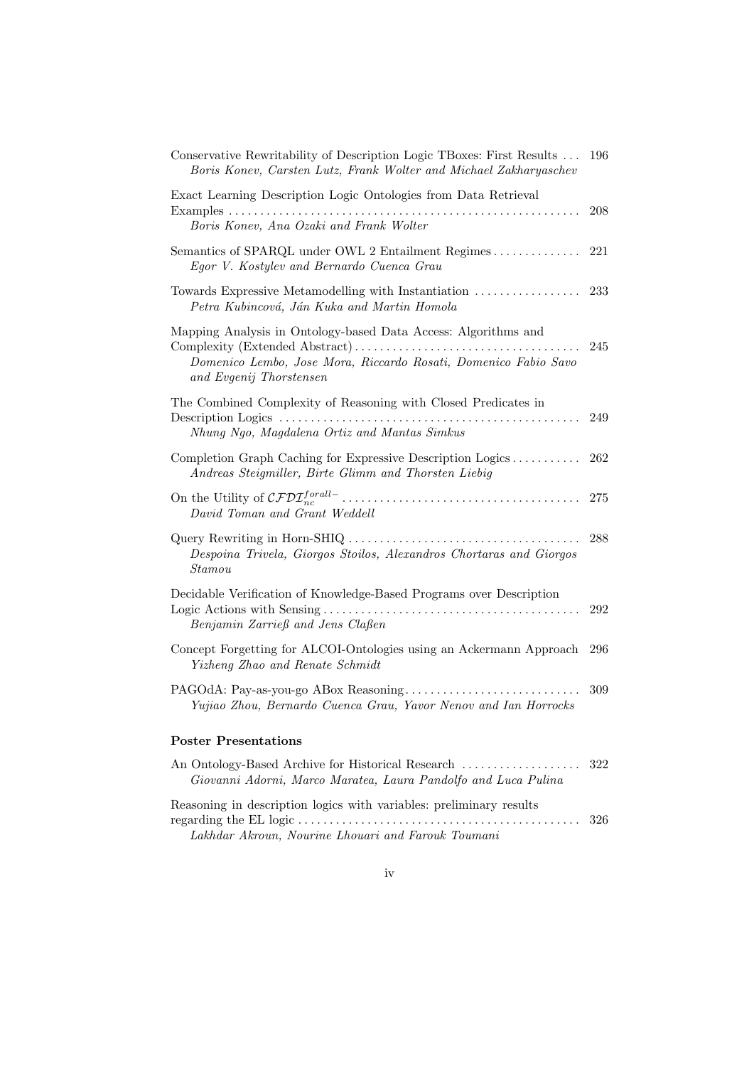Conservative Rewritability of Description Logic TBoxes: First Results ... 196
*Boris Konev, Carsten Lutz, Frank Wolter and Michael Zakharyaschev*

Exact Learning Description Logic Ontologies from Data Retrieval Examples ... 208
*Boris Konev, Ana Ozaki and Frank Wolter*

Semantics of SPARQL under OWL 2 Entailment Regimes ... 221
*Egor V. Kostylev and Bernardo Cuenca Grau*

Towards Expressive Metamodelling with Instantiation ... 233
*Petra Kubincová, Ján Kuka and Martin Homola*

Mapping Analysis in Ontology-based Data Access: Algorithms and Complexity (Extended Abstract) ... 245
*Domenico Lembo, Jose Mora, Riccardo Rosati, Domenico Fabio Savo and Evgenij Thorstensen*

The Combined Complexity of Reasoning with Closed Predicates in Description Logics ... 249
*Nhung Ngo, Magdalena Ortiz and Mantas Simkus*

Completion Graph Caching for Expressive Description Logics ... 262
*Andreas Steigmiller, Birte Glimm and Thorsten Liebig*

On the Utility of $\mathcal{CFDI}_{nc}^{forall-}$ ... 275
*David Toman and Grant Weddell*

Query Rewriting in Horn-SHIQ ... 288
*Despoina Trivela, Giorgos Stoilos, Alexandros Chortaras and Giorgos Stamou*

Decidable Verification of Knowledge-Based Programs over Description Logic Actions with Sensing ... 292
*Benjamin Zarrieß and Jens Claßen*

Concept Forgetting for ALCOI-Ontologies using an Ackermann Approach 296
*Yizheng Zhao and Renate Schmidt*

PAGOdA: Pay-as-you-go ABox Reasoning ... 309
*Yujiao Zhou, Bernardo Cuenca Grau, Yavor Nenov and Ian Horrocks*

**Poster Presentations**

An Ontology-Based Archive for Historical Research ... 322
*Giovanni Adorni, Marco Maratea, Laura Pandolfo and Luca Pulina*

Reasoning in description logics with variables: preliminary results regarding the EL logic ... 326
*Lakhdar Akroun, Nourine Lhouari and Farouk Toumani*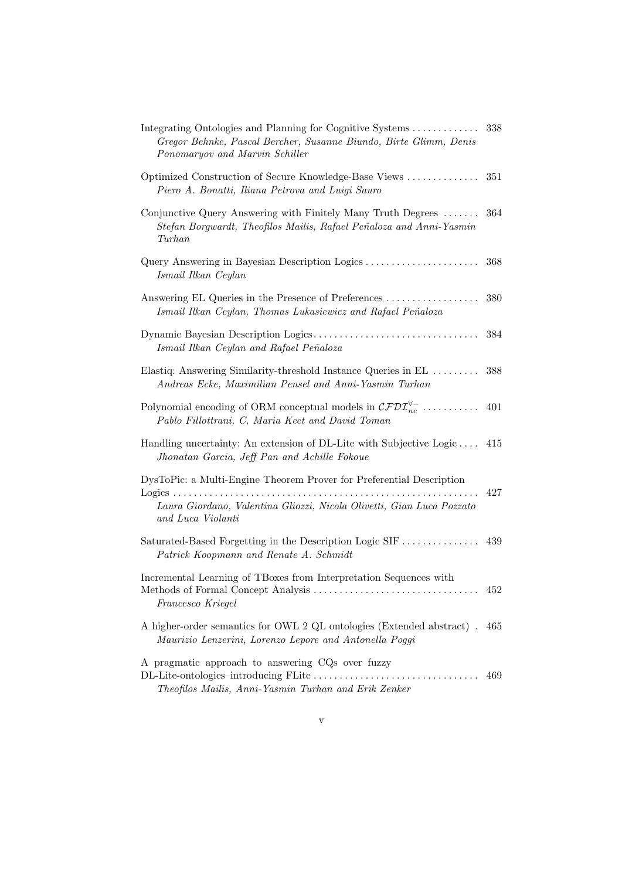Integrating Ontologies and Planning for Cognitive Systems ............. 338
*Gregor Behnke, Pascal Bercher, Susanne Biundo, Birte Glimm, Denis Ponomaryov and Marvin Schiller*

Optimized Construction of Secure Knowledge-Base Views .............. 351
*Piero A. Bonatti, Iliana Petrova and Luigi Sauro*

Conjunctive Query Answering with Finitely Many Truth Degrees ....... 364
*Stefan Borgwardt, Theofilos Mailis, Rafael Peñaloza and Anni-Yasmin Turhan*

Query Answering in Bayesian Description Logics ...................... 368
*Ismail Ilkan Ceylan*

Answering EL Queries in the Presence of Preferences .................. 380
*Ismail Ilkan Ceylan, Thomas Lukasiewicz and Rafael Peñaloza*

Dynamic Bayesian Description Logics ................................ 384
*Ismail Ilkan Ceylan and Rafael Peñaloza*

Elastiq: Answering Similarity-threshold Instance Queries in EL ......... 388
*Andreas Ecke, Maximilian Pensel and Anni-Yasmin Turhan*

Polynomial encoding of ORM conceptual models in $\mathcal{CFDI}_{nc}^{\forall-}$ ........... 401
*Pablo Fillottrani, C. Maria Keet and David Toman*

Handling uncertainty: An extension of DL-Lite with Subjective Logic .... 415
*Jhonatan Garcia, Jeff Pan and Achille Fokoue*

DysToPic: a Multi-Engine Theorem Prover for Preferential Description Logics ............................................................ 427
*Laura Giordano, Valentina Gliozzi, Nicola Olivetti, Gian Luca Pozzato and Luca Violanti*

Saturated-Based Forgetting in the Description Logic SIF ............... 439
*Patrick Koopmann and Renate A. Schmidt*

Incremental Learning of TBoxes from Interpretation Sequences with Methods of Formal Concept Analysis ................................ 452
*Francesco Kriegel*

A higher-order semantics for OWL 2 QL ontologies (Extended abstract) . 465
*Maurizio Lenzerini, Lorenzo Lepore and Antonella Poggi*

A pragmatic approach to answering CQs over fuzzy DL-Lite-ontologies–introducing FLite ................................ 469
*Theofilos Mailis, Anni-Yasmin Turhan and Erik Zenker*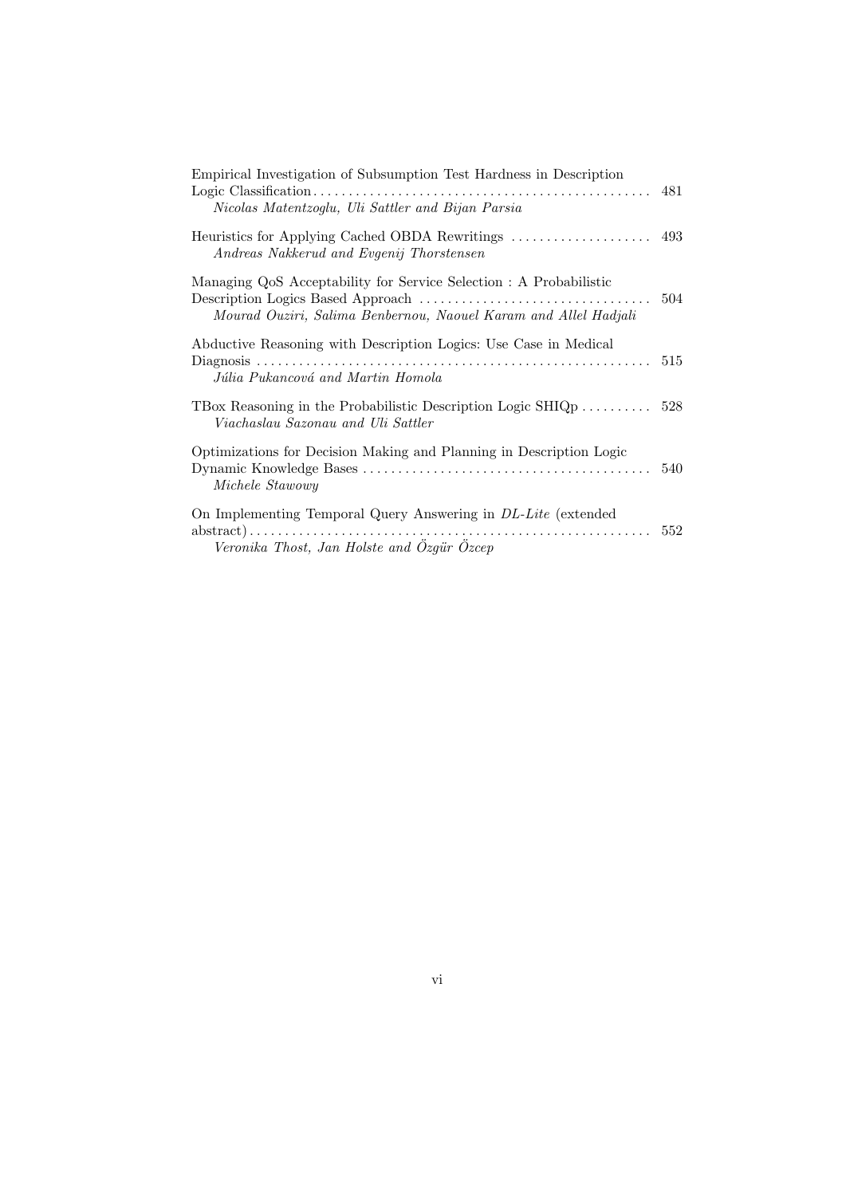Empirical Investigation of Subsumption Test Hardness in Description Logic Classification . . . . . . . . . . . . . . . . . . . . . . . . . . . . . . . . . . . . . . . . . . . . . . . . 481
*Nicolas Matentzoglu, Uli Sattler and Bijan Parsia*

Heuristics for Applying Cached OBDA Rewritings . . . . . . . . . . . . . . . . . . . . 493
*Andreas Nakkerud and Evgenij Thorstensen*

Managing QoS Acceptability for Service Selection : A Probabilistic Description Logics Based Approach . . . . . . . . . . . . . . . . . . . . . . . . . . . . . . . . . 504
*Mourad Ouziri, Salima Benbernou, Naouel Karam and Allel Hadjali*

Abductive Reasoning with Description Logics: Use Case in Medical Diagnosis . . . . . . . . . . . . . . . . . . . . . . . . . . . . . . . . . . . . . . . . . . . . . . . . . . . . . . 515
*Júlia Pukancová and Martin Homola*

TBox Reasoning in the Probabilistic Description Logic SHIQp . . . . . . . . . . 528
*Viachaslau Sazonau and Uli Sattler*

Optimizations for Decision Making and Planning in Description Logic Dynamic Knowledge Bases . . . . . . . . . . . . . . . . . . . . . . . . . . . . . . . . . . . . . . . . . 540
*Michele Stawowy*

On Implementing Temporal Query Answering in *DL-Lite* (extended abstract) . . . . . . . . . . . . . . . . . . . . . . . . . . . . . . . . . . . . . . . . . . . . . . . . . . . . . . . . . 552
*Veronika Thost, Jan Holste and Özgür Özcep*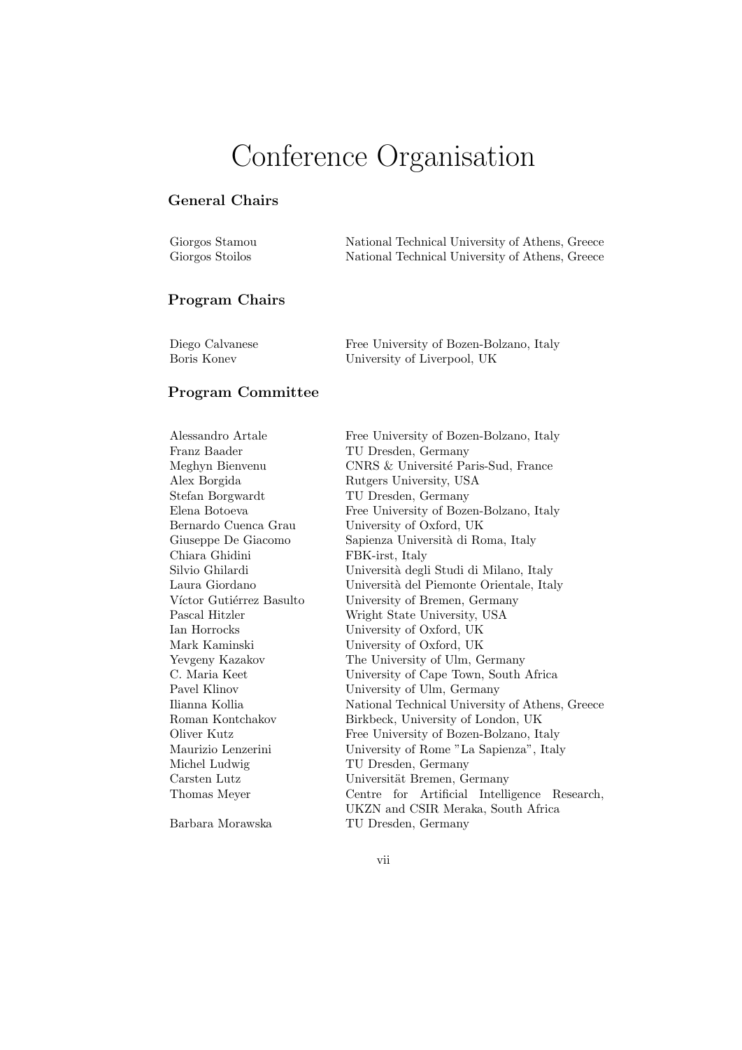# Conference Organisation

### General Chairs

| | |
|---|---|
| Giorgos Stamou | National Technical University of Athens, Greece |
| Giorgos Stoilos | National Technical University of Athens, Greece |

### Program Chairs

| | |
|---|---|
| Diego Calvanese | Free University of Bozen-Bolzano, Italy |
| Boris Konev | University of Liverpool, UK |

### Program Committee

| | |
|---|---|
| Alessandro Artale | Free University of Bozen-Bolzano, Italy |
| Franz Baader | TU Dresden, Germany |
| Meghyn Bienvenu | CNRS & Université Paris-Sud, France |
| Alex Borgida | Rutgers University, USA |
| Stefan Borgwardt | TU Dresden, Germany |
| Elena Botoeva | Free University of Bozen-Bolzano, Italy |
| Bernardo Cuenca Grau | University of Oxford, UK |
| Giuseppe De Giacomo | Sapienza Università di Roma, Italy |
| Chiara Ghidini | FBK-irst, Italy |
| Silvio Ghilardi | Università degli Studi di Milano, Italy |
| Laura Giordano | Università del Piemonte Orientale, Italy |
| Víctor Gutiérrez Basulto | University of Bremen, Germany |
| Pascal Hitzler | Wright State University, USA |
| Ian Horrocks | University of Oxford, UK |
| Mark Kaminski | University of Oxford, UK |
| Yevgeny Kazakov | The University of Ulm, Germany |
| C. Maria Keet | University of Cape Town, South Africa |
| Pavel Klinov | University of Ulm, Germany |
| Ilianna Kollia | National Technical University of Athens, Greece |
| Roman Kontchakov | Birkbeck, University of London, UK |
| Oliver Kutz | Free University of Bozen-Bolzano, Italy |
| Maurizio Lenzerini | University of Rome "La Sapienza", Italy |
| Michel Ludwig | TU Dresden, Germany |
| Carsten Lutz | Universität Bremen, Germany |
| Thomas Meyer | Centre for Artificial Intelligence Research, UKZN and CSIR Meraka, South Africa |
| Barbara Morawska | TU Dresden, Germany |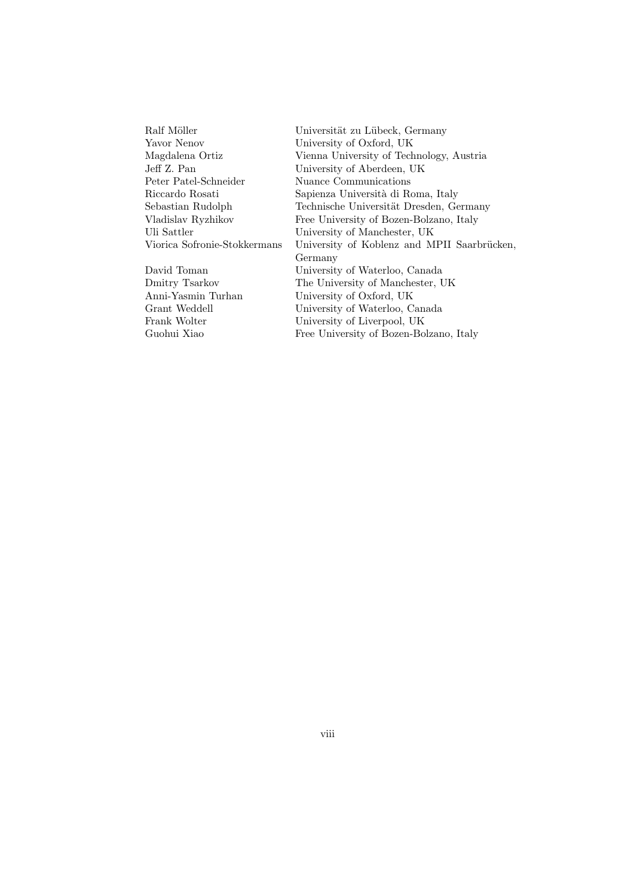| | |
|---|---|
| Ralf Möller | Universität zu Lübeck, Germany |
| Yavor Nenov | University of Oxford, UK |
| Magdalena Ortiz | Vienna University of Technology, Austria |
| Jeff Z. Pan | University of Aberdeen, UK |
| Peter Patel-Schneider | Nuance Communications |
| Riccardo Rosati | Sapienza Università di Roma, Italy |
| Sebastian Rudolph | Technische Universität Dresden, Germany |
| Vladislav Ryzhikov | Free University of Bozen-Bolzano, Italy |
| Uli Sattler | University of Manchester, UK |
| Viorica Sofronie-Stokkermans | University of Koblenz and MPII Saarbrücken, Germany |
| David Toman | University of Waterloo, Canada |
| Dmitry Tsarkov | The University of Manchester, UK |
| Anni-Yasmin Turhan | University of Oxford, UK |
| Grant Weddell | University of Waterloo, Canada |
| Frank Wolter | University of Liverpool, UK |
| Guohui Xiao | Free University of Bozen-Bolzano, Italy |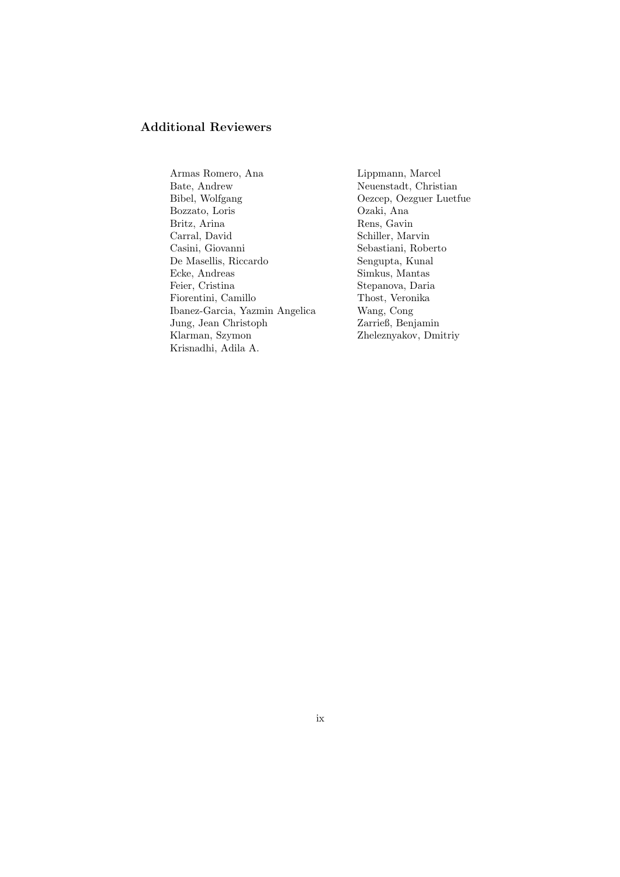## Additional Reviewers

Armas Romero, Ana
Bate, Andrew
Bibel, Wolfgang
Bozzato, Loris
Britz, Arina
Carral, David
Casini, Giovanni
De Masellis, Riccardo
Ecke, Andreas
Feier, Cristina
Fiorentini, Camillo
Ibanez-Garcia, Yazmin Angelica
Jung, Jean Christoph
Klarman, Szymon
Krisnadhi, Adila A.
Lippmann, Marcel
Neuenstadt, Christian
Oezcep, Oezguer Luetfue
Ozaki, Ana
Rens, Gavin
Schiller, Marvin
Sebastiani, Roberto
Sengupta, Kunal
Simkus, Mantas
Stepanova, Daria
Thost, Veronika
Wang, Cong
Zarrieß, Benjamin
Zheleznyakov, Dmitriy